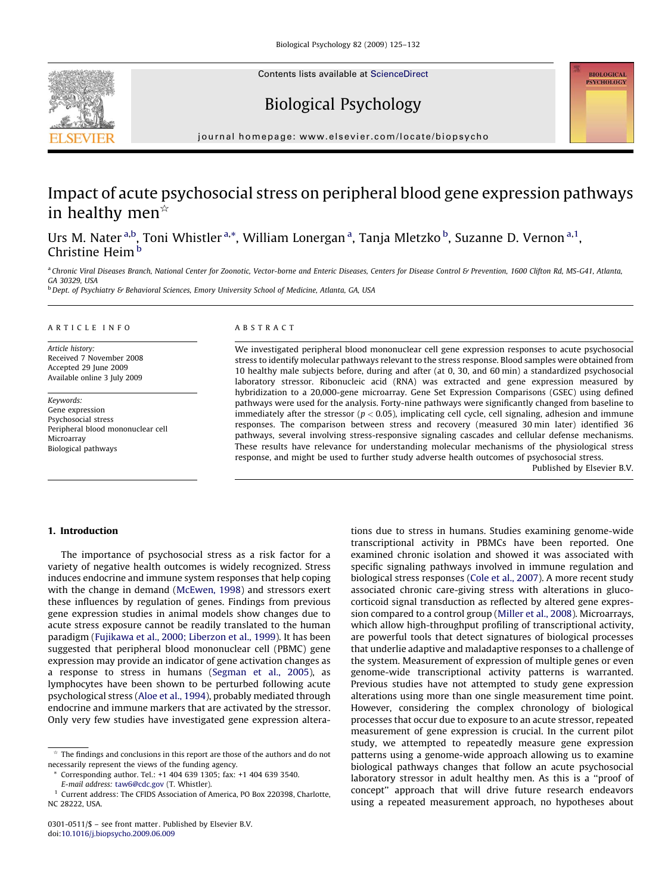# Impact of acute psychosocial stress on peripheral blood gene expression pathways in healthy men☆

Urs M. Nater[a,b], Toni Whistler[a,*], William Lonergan[a], Tanja Mletzko[b], Suzanne D. Vernon[a,1], Christine Heim[b]

[a] Chronic Viral Diseases Branch, National Center for Zoonotic, Vector-borne and Enteric Diseases, Centers for Disease Control & Prevention, 1600 Clifton Rd, MS-G41, Atlanta, GA 30329, USA

[b] Dept. of Psychiatry & Behavioral Sciences, Emory University School of Medicine, Atlanta, GA, USA

## ARTICLE INFO

*Article history:*
Received 7 November 2008
Accepted 29 June 2009
Available online 3 July 2009

*Keywords:*
Gene expression
Psychosocial stress
Peripheral blood mononuclear cell
Microarray
Biological pathways

## ABSTRACT

We investigated peripheral blood mononuclear cell gene expression responses to acute psychosocial stress to identify molecular pathways relevant to the stress response. Blood samples were obtained from 10 healthy male subjects before, during and after (at 0, 30, and 60 min) a standardized psychosocial laboratory stressor. Ribonucleic acid (RNA) was extracted and gene expression measured by hybridization to a 20,000-gene microarray. Gene Set Expression Comparisons (GSEC) using defined pathways were used for the analysis. Forty-nine pathways were significantly changed from baseline to immediately after the stressor ($p < 0.05$), implicating cell cycle, cell signaling, adhesion and immune responses. The comparison between stress and recovery (measured 30 min later) identified 36 pathways, several involving stress-responsive signaling cascades and cellular defense mechanisms. These results have relevance for understanding molecular mechanisms of the physiological stress response, and might be used to further study adverse health outcomes of psychosocial stress.

Published by Elsevier B.V.

## 1. Introduction

The importance of psychosocial stress as a risk factor for a variety of negative health outcomes is widely recognized. Stress induces endocrine and immune system responses that help coping with the change in demand (McEwen, 1998) and stressors exert these influences by regulation of genes. Findings from previous gene expression studies in animal models show changes due to acute stress exposure cannot be readily translated to the human paradigm (Fujikawa et al., 2000; Liberzon et al., 1999). It has been suggested that peripheral blood mononuclear cell (PBMC) gene expression may provide an indicator of gene activation changes as a response to stress in humans (Segman et al., 2005), as lymphocytes have been shown to be perturbed following acute psychological stress (Aloe et al., 1994), probably mediated through endocrine and immune markers that are activated by the stressor. Only very few studies have investigated gene expression alterations due to stress in humans. Studies examining genome-wide transcriptional activity in PBMCs have been reported. One examined chronic isolation and showed that it was associated with specific signaling pathways involved in immune regulation and biological stress responses (Cole et al., 2007). A more recent study associated chronic care-giving stress with alterations in glucocorticoid signal transduction as reflected by altered gene expression compared to a control group (Miller et al., 2008). Microarrays, which allow high-throughput profiling of transcriptional activity, are powerful tools that detect signatures of biological processes that underlie adaptive and maladaptive responses to a challenge of the system. Measurement of expression of multiple genes or even genome-wide transcriptional activity patterns is warranted. Previous studies have not attempted to study gene expression alterations using more than one single measurement time point. However, considering the complex chronology of biological processes that occur due to exposure to an acute stressor, repeated measurement of gene expression is crucial. In the current pilot study, we attempted to repeatedly measure gene expression patterns using a genome-wide approach allowing us to examine biological pathways changes that follow an acute psychosocial laboratory stressor in adult healthy men. As this is a "proof of concept" approach that will drive future research endeavors using a repeated measurement approach, no hypotheses about

☆ The findings and conclusions in this report are those of the authors and do not necessarily represent the views of the funding agency.

\* Corresponding author. Tel.: +1 404 639 1305; fax: +1 404 639 3540. *E-mail address:* taw6@cdc.gov (T. Whistler).

[1] Current address: The CFIDS Association of America, PO Box 220398, Charlotte, NC 28222, USA.

0301-0511/$ – see front matter. Published by Elsevier B.V.
doi:10.1016/j.biopsycho.2009.06.009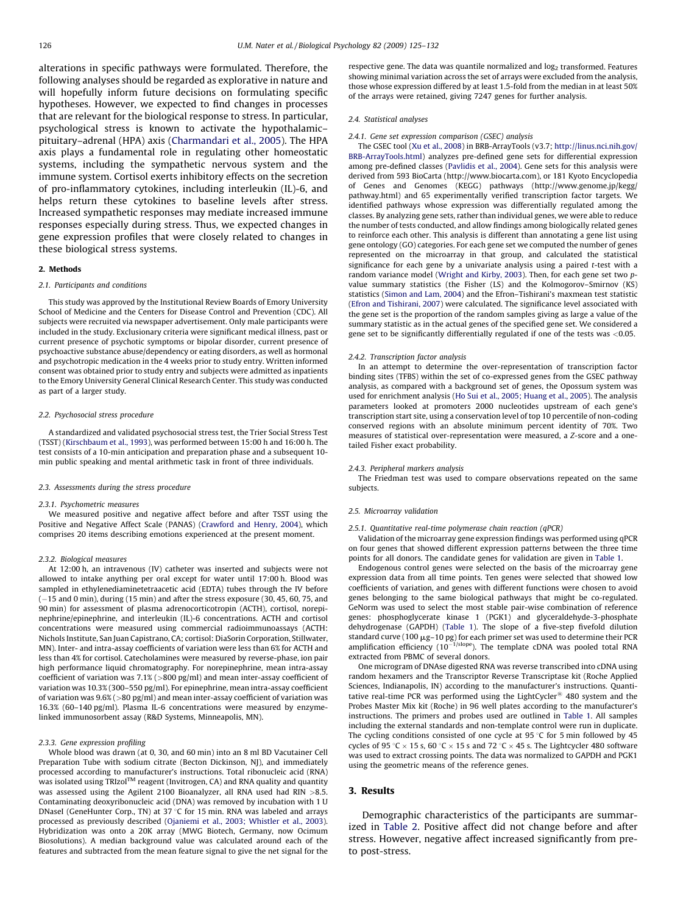alterations in specific pathways were formulated. Therefore, the following analyses should be regarded as explorative in nature and will hopefully inform future decisions on formulating specific hypotheses. However, we expected to find changes in processes that are relevant for the biological response to stress. In particular, psychological stress is known to activate the hypothalamic–pituitary–adrenal (HPA) axis (Charmandari et al., 2005). The HPA axis plays a fundamental role in regulating other homeostatic systems, including the sympathetic nervous system and the immune system. Cortisol exerts inhibitory effects on the secretion of pro-inflammatory cytokines, including interleukin (IL)-6, and helps return these cytokines to baseline levels after stress. Increased sympathetic responses may mediate increased immune responses especially during stress. Thus, we expected changes in gene expression profiles that were closely related to changes in these biological stress systems.

## 2. Methods

### 2.1. Participants and conditions

This study was approved by the Institutional Review Boards of Emory University School of Medicine and the Centers for Disease Control and Prevention (CDC). All subjects were recruited via newspaper advertisement. Only male participants were included in the study. Exclusionary criteria were significant medical illness, past or current presence of psychotic symptoms or bipolar disorder, current presence of psychoactive substance abuse/dependency or eating disorders, as well as hormonal and psychotropic medication in the 4 weeks prior to study entry. Written informed consent was obtained prior to study entry and subjects were admitted as inpatients to the Emory University General Clinical Research Center. This study was conducted as part of a larger study.

### 2.2. Psychosocial stress procedure

A standardized and validated psychosocial stress test, the Trier Social Stress Test (TSST) (Kirschbaum et al., 1993), was performed between 15:00 h and 16:00 h. The test consists of a 10-min anticipation and preparation phase and a subsequent 10-min public speaking and mental arithmetic task in front of three individuals.

### 2.3. Assessments during the stress procedure

#### 2.3.1. Psychometric measures

We measured positive and negative affect before and after TSST using the Positive and Negative Affect Scale (PANAS) (Crawford and Henry, 2004), which comprises 20 items describing emotions experienced at the present moment.

#### 2.3.2. Biological measures

At 12:00 h, an intravenous (IV) catheter was inserted and subjects were not allowed to intake anything per oral except for water until 17:00 h. Blood was sampled in ethylenediaminetetraacetic acid (EDTA) tubes through the IV before (−15 and 0 min), during (15 min) and after the stress exposure (30, 45, 60, 75, and 90 min) for assessment of plasma adrenocorticotropin (ACTH), cortisol, norepinephrine/epinephrine, and interleukin (IL)-6 concentrations. ACTH and cortisol concentrations were measured using commercial radioimmunoassays (ACTH: Nichols Institute, San Juan Capistrano, CA; cortisol: DiaSorin Corporation, Stillwater, MN). Inter- and intra-assay coefficients of variation were less than 6% for ACTH and less than 4% for cortisol. Catecholamines were measured by reverse-phase, ion pair high performance liquid chromatography. For norepinephrine, mean intra-assay coefficient of variation was 7.1% (>800 pg/ml) and mean inter-assay coefficient of variation was 10.3% (300–550 pg/ml). For epinephrine, mean intra-assay coefficient of variation was 9.6% (>80 pg/ml) and mean inter-assay coefficient of variation was 16.3% (60–140 pg/ml). Plasma IL-6 concentrations were measured by enzyme-linked immunosorbent assay (R&D Systems, Minneapolis, MN).

#### 2.3.3. Gene expression profiling

Whole blood was drawn (at 0, 30, and 60 min) into an 8 ml BD Vacutainer Cell Preparation Tube with sodium citrate (Becton Dickinson, NJ), and immediately processed according to manufacturer's instructions. Total ribonucleic acid (RNA) was isolated using TRIzol™ reagent (Invitrogen, CA) and RNA quality and quantity was assessed using the Agilent 2100 Bioanalyzer, all RNA used had RIN >8.5. Contaminating deoxyribonucleic acid (DNA) was removed by incubation with 1 U DNaseI (GeneHunter Corp., TN) at 37 °C for 15 min. RNA was labeled and arrays processed as previously described (Ojaniemi et al., 2003; Whistler et al., 2003). Hybridization was onto a 20K array (MWG Biotech, Germany, now Ocimum Biosolutions). A median background value was calculated around each of the features and subtracted from the mean feature signal to give the net signal for the respective gene. The data was quantile normalized and $\log_2$ transformed. Features showing minimal variation across the set of arrays were excluded from the analysis, those whose expression differed by at least 1.5-fold from the median in at least 50% of the arrays were retained, giving 7247 genes for further analysis.

### 2.4. Statistical analyses

#### 2.4.1. Gene set expression comparison (GSEC) analysis

The GSEC tool (Xu et al., 2008) in BRB-ArrayTools (v3.7; http://linus.nci.nih.gov/BRB-ArrayTools.html) analyzes pre-defined gene sets for differential expression among pre-defined classes (Pavlidis et al., 2004). Gene sets for this analysis were derived from 593 BioCarta (http://www.biocarta.com), or 181 Kyoto Encyclopedia of Genes and Genomes (KEGG) pathways (http://www.genome.jp/kegg/pathway.html) and 65 experimentally verified transcription factor targets. We identified pathways whose expression was differentially regulated among the classes. By analyzing gene sets, rather than individual genes, we were able to reduce the number of tests conducted, and allow findings among biologically related genes to reinforce each other. This analysis is different than annotating a gene list using gene ontology (GO) categories. For each gene set we computed the number of genes represented on the microarray in that group, and calculated the statistical significance for each gene by a univariate analysis using a paired $t$-test with a random variance model (Wright and Kirby, 2003). Then, for each gene set two $p$-value summary statistics (the Fisher (LS) and the Kolmogorov–Smirnov (KS) statistics (Simon and Lam, 2004) and the Efron–Tishirani's maxmean test statistic (Efron and Tishirani, 2007) were calculated. The significance level associated with the gene set is the proportion of the random samples giving as large a value of the summary statistic as in the actual genes of the specified gene set. We considered a gene set to be significantly differentially regulated if one of the tests was <0.05.

#### 2.4.2. Transcription factor analysis

In an attempt to determine the over-representation of transcription factor binding sites (TFBS) within the set of co-expressed genes from the GSEC pathway analysis, as compared with a background set of genes, the Opossum system was used for enrichment analysis (Ho Sui et al., 2005; Huang et al., 2005). The analysis parameters looked at promoters 2000 nucleotides upstream of each gene's transcription start site, using a conservation level of top 10 percentile of non-coding conserved regions with an absolute minimum percent identity of 70%. Two measures of statistical over-representation were measured, a $Z$-score and a one-tailed Fisher exact probability.

#### 2.4.3. Peripheral markers analysis

The Friedman test was used to compare observations repeated on the same subjects.

### 2.5. Microarray validation

#### 2.5.1. Quantitative real-time polymerase chain reaction (qPCR)

Validation of the microarray gene expression findings was performed using qPCR on four genes that showed different expression patterns between the three time points for all donors. The candidate genes for validation are given in Table 1.

Endogenous control genes were selected on the basis of the microarray gene expression data from all time points. Ten genes were selected that showed low coefficients of variation, and genes with different functions were chosen to avoid genes belonging to the same biological pathways that might be co-regulated. GeNorm was used to select the most stable pair-wise combination of reference genes: phosphoglycerate kinase 1 (PGK1) and glyceraldehyde-3-phosphate dehydrogenase (GAPDH) (Table 1). The slope of a five-step fivefold dilution standard curve (100 μg–10 pg) for each primer set was used to determine their PCR amplification efficiency ($10^{-1/\text{slope}}$). The template cDNA was pooled total RNA extracted from PBMC of several donors.

One microgram of DNAse digested RNA was reverse transcribed into cDNA using random hexamers and the Transcriptor Reverse Transcriptase kit (Roche Applied Sciences, Indianapolis, IN) according to the manufacturer's instructions. Quantitative real-time PCR was performed using the LightCycler® 480 system and the Probes Master Mix kit (Roche) in 96 well plates according to the manufacturer's instructions. The primers and probes used are outlined in Table 1. All samples including the external standards and non-template control were run in duplicate. The cycling conditions consisted of one cycle at 95 °C for 5 min followed by 45 cycles of 95 °C × 15 s, 60 °C × 15 s and 72 °C × 45 s. The Lightcycler 480 software was used to extract crossing points. The data was normalized to GAPDH and PGK1 using the geometric means of the reference genes.

## 3. Results

Demographic characteristics of the participants are summarized in Table 2. Positive affect did not change before and after stress. However, negative affect increased significantly from pre-to post-stress.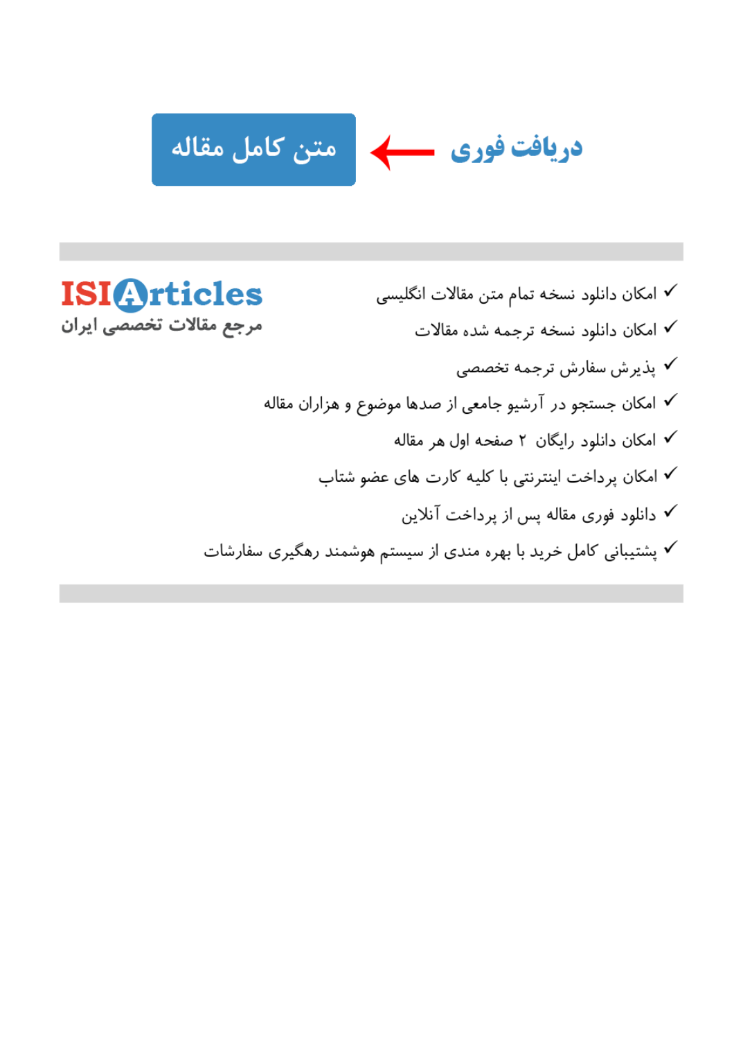دریافت فوری ← متن کامل مقاله

**ISIArticles**
مرجع مقالات تخصصی ایران

- ✓ امکان دانلود نسخه تمام متن مقالات انگلیسی
- ✓ امکان دانلود نسخه ترجمه شده مقالات
- ✓ پذیرش سفارش ترجمه تخصصی
- ✓ امکان جستجو در آرشیو جامعی از صدها موضوع و هزاران مقاله
- ✓ امکان دانلود رایگان ۲ صفحه اول هر مقاله
- ✓ امکان پرداخت اینترنتی با کلیه کارت های عضو شتاب
- ✓ دانلود فوری مقاله پس از پرداخت آنلاین
- ✓ پشتیبانی کامل خرید با بهره مندی از سیستم هوشمند رهگیری سفارشات